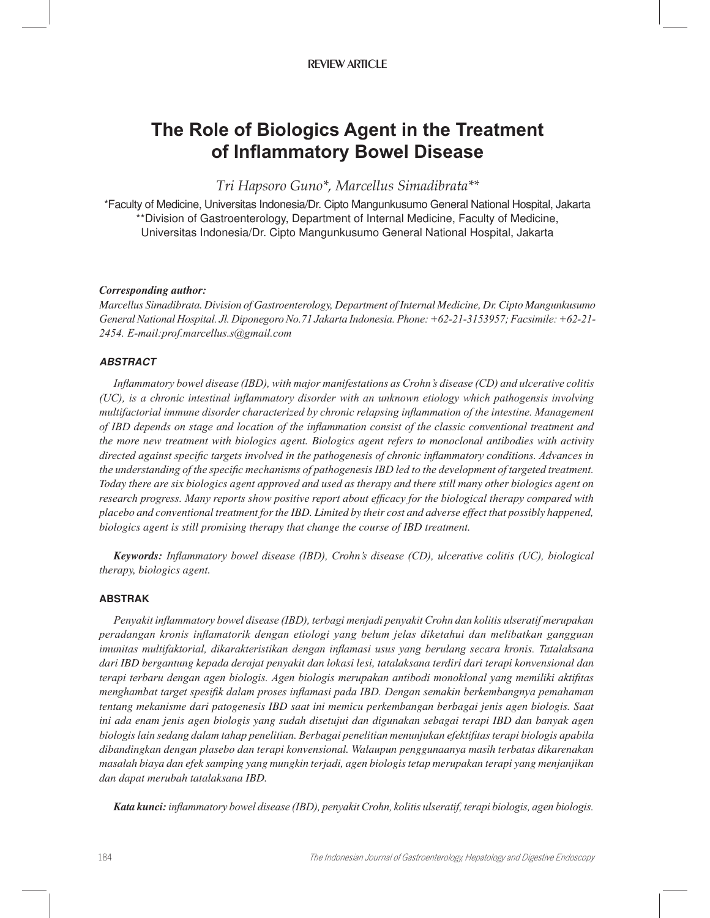REVIEW ARTICLE

# The Role of Biologics Agent in the Treatment of Inflammatory Bowel Disease

*Tri Hapsoro Guno\*, Marcellus Simadibrata\*\**

\*Faculty of Medicine, Universitas Indonesia/Dr. Cipto Mangunkusumo General National Hospital, Jakarta
\*\*Division of Gastroenterology, Department of Internal Medicine, Faculty of Medicine, Universitas Indonesia/Dr. Cipto Mangunkusumo General National Hospital, Jakarta

***Corresponding author:***
*Marcellus Simadibrata. Division of Gastroenterology, Department of Internal Medicine, Dr. Cipto Mangunkusumo General National Hospital. Jl. Diponegoro No.71 Jakarta Indonesia. Phone: +62-21-3153957; Facsimile: +62-21-2454. E-mail:prof.marcellus.s@gmail.com*

### ***ABSTRACT***

*Inflammatory bowel disease (IBD), with major manifestations as Crohn's disease (CD) and ulcerative colitis (UC), is a chronic intestinal inflammatory disorder with an unknown etiology which pathogensis involving multifactorial immune disorder characterized by chronic relapsing inflammation of the intestine. Management of IBD depends on stage and location of the inflammation consist of the classic conventional treatment and the more new treatment with biologics agent. Biologics agent refers to monoclonal antibodies with activity directed against specific targets involved in the pathogenesis of chronic inflammatory conditions. Advances in the understanding of the specific mechanisms of pathogenesis IBD led to the development of targeted treatment. Today there are six biologics agent approved and used as therapy and there still many other biologics agent on research progress. Many reports show positive report about efficacy for the biological therapy compared with placebo and conventional treatment for the IBD. Limited by their cost and adverse effect that possibly happened, biologics agent is still promising therapy that change the course of IBD treatment.*

***Keywords:*** *Inflammatory bowel disease (IBD), Crohn's disease (CD), ulcerative colitis (UC), biological therapy, biologics agent.*

### **ABSTRAK**

*Penyakit inflammatory bowel disease (IBD), terbagi menjadi penyakit Crohn dan kolitis ulseratif merupakan peradangan kronis inflamatorik dengan etiologi yang belum jelas diketahui dan melibatkan gangguan imunitas multifaktorial, dikarakteristikan dengan inflamasi usus yang berulang secara kronis. Tatalaksana dari IBD bergantung kepada derajat penyakit dan lokasi lesi, tatalaksana terdiri dari terapi konvensional dan terapi terbaru dengan agen biologis. Agen biologis merupakan antibodi monoklonal yang memiliki aktifitas menghambat target spesifik dalam proses inflamasi pada IBD. Dengan semakin berkembangnya pemahaman tentang mekanisme dari patogenesis IBD saat ini memicu perkembangan berbagai jenis agen biologis. Saat ini ada enam jenis agen biologis yang sudah disetujui dan digunakan sebagai terapi IBD dan banyak agen biologis lain sedang dalam tahap penelitian. Berbagai penelitian menunjukan efektifitas terapi biologis apabila dibandingkan dengan plasebo dan terapi konvensional. Walaupun penggunaanya masih terbatas dikarenakan masalah biaya dan efek samping yang mungkin terjadi, agen biologis tetap merupakan terapi yang menjanjikan dan dapat merubah tatalaksana IBD.*

***Kata kunci:*** *inflammatory bowel disease (IBD), penyakit Crohn, kolitis ulseratif, terapi biologis, agen biologis.*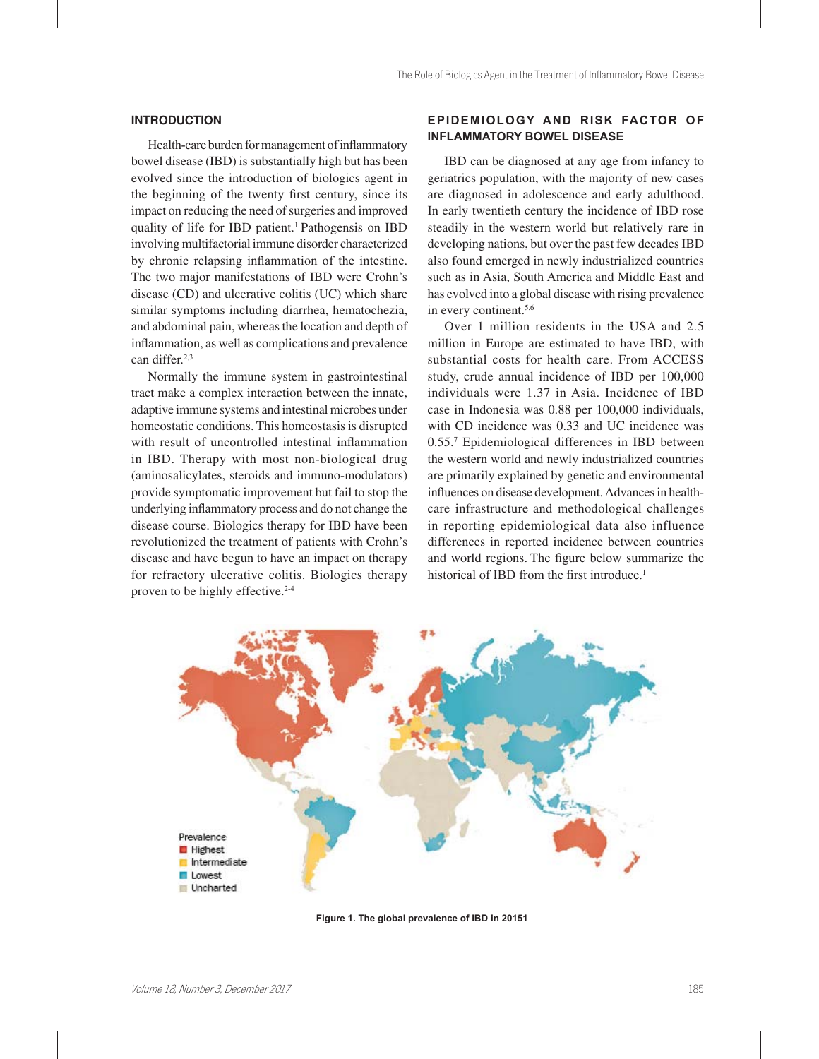## INTRODUCTION

Health-care burden for management of inflammatory bowel disease (IBD) is substantially high but has been evolved since the introduction of biologics agent in the beginning of the twenty first century, since its impact on reducing the need of surgeries and improved quality of life for IBD patient.[1] Pathogensis on IBD involving multifactorial immune disorder characterized by chronic relapsing inflammation of the intestine. The two major manifestations of IBD were Crohn's disease (CD) and ulcerative colitis (UC) which share similar symptoms including diarrhea, hematochezia, and abdominal pain, whereas the location and depth of inflammation, as well as complications and prevalence can differ.[2,3]

Normally the immune system in gastrointestinal tract make a complex interaction between the innate, adaptive immune systems and intestinal microbes under homeostatic conditions. This homeostasis is disrupted with result of uncontrolled intestinal inflammation in IBD. Therapy with most non-biological drug (aminosalicylates, steroids and immuno-modulators) provide symptomatic improvement but fail to stop the underlying inflammatory process and do not change the disease course. Biologics therapy for IBD have been revolutionized the treatment of patients with Crohn's disease and have begun to have an impact on therapy for refractory ulcerative colitis. Biologics therapy proven to be highly effective.[2-4]

## EPIDEMIOLOGY AND RISK FACTOR OF INFLAMMATORY BOWEL DISEASE

IBD can be diagnosed at any age from infancy to geriatrics population, with the majority of new cases are diagnosed in adolescence and early adulthood. In early twentieth century the incidence of IBD rose steadily in the western world but relatively rare in developing nations, but over the past few decades IBD also found emerged in newly industrialized countries such as in Asia, South America and Middle East and has evolved into a global disease with rising prevalence in every continent.[5,6]

Over 1 million residents in the USA and 2.5 million in Europe are estimated to have IBD, with substantial costs for health care. From ACCESS study, crude annual incidence of IBD per 100,000 individuals were 1.37 in Asia. Incidence of IBD case in Indonesia was 0.88 per 100,000 individuals, with CD incidence was 0.33 and UC incidence was 0.55.[7] Epidemiological differences in IBD between the western world and newly industrialized countries are primarily explained by genetic and environmental influences on disease development. Advances in health-care infrastructure and methodological challenges in reporting epidemiological data also influence differences in reported incidence between countries and world regions. The figure below summarize the historical of IBD from the first introduce.[1]

Prevalence
- Highest
- Intermediate
- Lowest
- Uncharted

**Figure 1. The global prevalence of IBD in 2015[1]**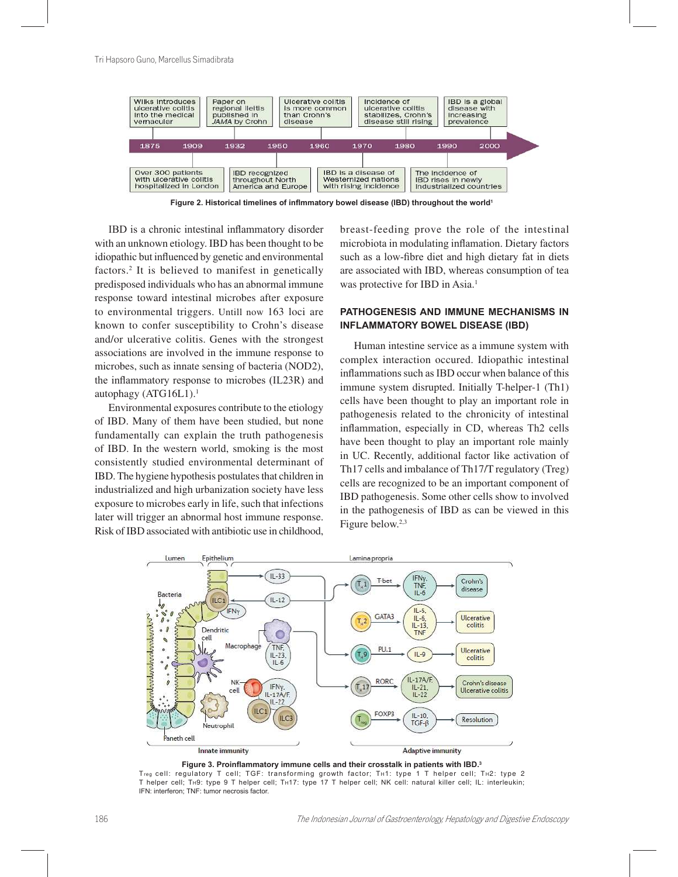Figure 2. Historical timelines of inflmmatory bowel disease (IBD) throughout the world[1]

IBD is a chronic intestinal inflammatory disorder with an unknown etiology. IBD has been thought to be idiopathic but influenced by genetic and environmental factors.[2] It is believed to manifest in genetically predisposed individuals who has an abnormal immune response toward intestinal microbes after exposure to environmental triggers. Untill now 163 loci are known to confer susceptibility to Crohn's disease and/or ulcerative colitis. Genes with the strongest associations are involved in the immune response to microbes, such as innate sensing of bacteria (NOD2), the inflammatory response to microbes (IL23R) and autophagy (ATG16L1).[1]

Environmental exposures contribute to the etiology of IBD. Many of them have been studied, but none fundamentally can explain the truth pathogenesis of IBD. In the western world, smoking is the most consistently studied environmental determinant of IBD. The hygiene hypothesis postulates that children in industrialized and high urbanization society have less exposure to microbes early in life, such that infections later will trigger an abnormal host immune response. Risk of IBD associated with antibiotic use in childhood, breast-feeding prove the role of the intestinal microbiota in modulating inflamation. Dietary factors such as a low-fibre diet and high dietary fat in diets are associated with IBD, whereas consumption of tea was protective for IBD in Asia.[1]

## PATHOGENESIS AND IMMUNE MECHANISMS IN INFLAMMATORY BOWEL DISEASE (IBD)

Human intestine service as a immune system with complex interaction occured. Idiopathic intestinal inflammations such as IBD occur when balance of this immune system disrupted. Initially T-helper-1 (Th1) cells have been thought to play an important role in pathogenesis related to the chronicity of intestinal inflammation, especially in CD, whereas Th2 cells have been thought to play an important role mainly in UC. Recently, additional factor like activation of Th17 cells and imbalance of Th17/T regulatory (Treg) cells are recognized to be an important component of IBD pathogenesis. Some other cells show to involved in the pathogenesis of IBD as can be viewed in this Figure below.[2,3]

Figure 3. Proinflammatory immune cells and their crosstalk in patients with IBD.[3]

$T_{reg}$ cell: regulatory T cell; TGF: transforming growth factor; $T_H1$: type 1 T helper cell; $T_H2$: type 2 T helper cell; $T_H9$: type 9 T helper cell; $T_H17$: type 17 T helper cell; NK cell: natural killer cell; IL: interleukin; IFN: interferon; TNF: tumor necrosis factor.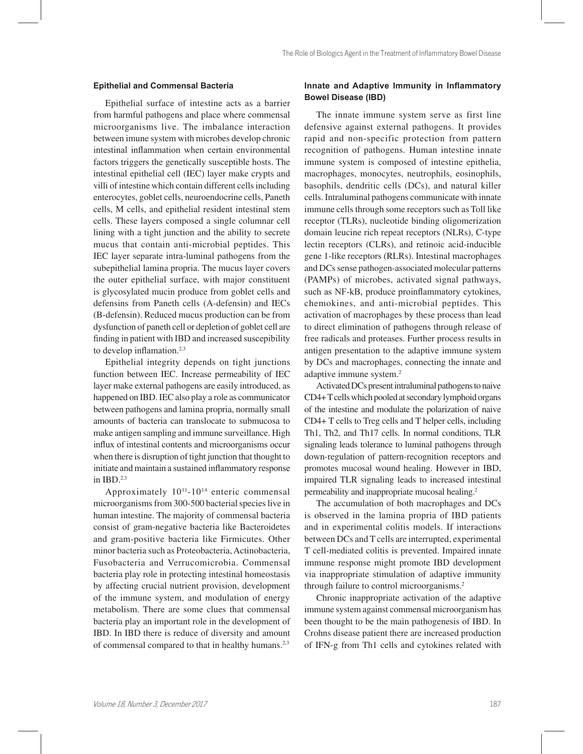### Epithelial and Commensal Bacteria

Epithelial surface of intestine acts as a barrier from harmful pathogens and place where commensal microorganisms live. The imbalance interaction between imune system with microbes develop chronic intestinal inflammation when certain environmental factors triggers the genetically susceptible hosts. The intestinal epithelial cell (IEC) layer make crypts and villi of intestine which contain different cells including enterocytes, goblet cells, neuroendocrine cells, Paneth cells, M cells, and epithelial resident intestinal stem cells. These layers composed a single columnar cell lining with a tight junction and the ability to secrete mucus that contain anti-microbial peptides. This IEC layer separate intra-luminal pathogens from the subepithelial lamina propria. The mucus layer covers the outer epithelial surface, with major constituent is glycosylated mucin produce from goblet cells and defensins from Paneth cells (A-defensin) and IECs (B-defensin). Reduced mucus production can be from dysfunction of paneth cell or depletion of goblet cell are finding in patient with IBD and increased suscepibility to develop inflamation.[2,3]

Epithelial integrity depends on tight junctions function between IEC. Increase permeability of IEC layer make external pathogens are easily introduced, as happened on IBD. IEC also play a role as communicator between pathogens and lamina propria, normally small amounts of bacteria can translocate to submucosa to make antigen sampling and immune surveillance. High influx of intestinal contents and microorganisms occur when there is disruption of tight junction that thought to initiate and maintain a sustained inflammatory response in IBD.[2,3]

Approximately $10^{11}$-$10^{14}$ enteric commensal microorganisms from 300-500 bacterial species live in human intestine. The majority of commensal bacteria consist of gram-negative bacteria like Bacteroidetes and gram-positive bacteria like Firmicutes. Other minor bacteria such as Proteobacteria, Actinobacteria, Fusobacteria and Verrucomicrobia. Commensal bacteria play role in protecting intestinal homeostasis by affecting crucial nutrient provision, development of the immune system, and modulation of energy metabolism. There are some clues that commensal bacteria play an important role in the development of IBD. In IBD there is reduce of diversity and amount of commensal compared to that in healthy humans.[2,3]

### Innate and Adaptive Immunity in Inflammatory Bowel Disease (IBD)

The innate immune system serve as first line defensive against external pathogens. It provides rapid and non-specific protection from pattern recognition of pathogens. Human intestine innate immune system is composed of intestine epithelia, macrophages, monocytes, neutrophils, eosinophils, basophils, dendritic cells (DCs), and natural killer cells. Intraluminal pathogens communicate with innate immune cells through some receptors such as Toll like receptor (TLRs), nucleotide binding oligomerization domain leucine rich repeat receptors (NLRs), C-type lectin receptors (CLRs), and retinoic acid-inducible gene 1-like receptors (RLRs). Intestinal macrophages and DCs sense pathogen-associated molecular patterns (PAMPs) of microbes, activated signal pathways, such as NF-kB, produce proinflammatory cytokines, chemokines, and anti-microbial peptides. This activation of macrophages by these process than lead to direct elimination of pathogens through release of free radicals and proteases. Further process results in antigen presentation to the adaptive immune system by DCs and macrophages, connecting the innate and adaptive immune system.[2]

Activated DCs present intraluminal pathogens to naive CD4+ T cells which pooled at secondary lymphoid organs of the intestine and modulate the polarization of naive CD4+ T cells to Treg cells and T helper cells, including Th1, Th2, and Th17 cells. In normal conditions, TLR signaling leads tolerance to luminal pathogens through down-regulation of pattern-recognition receptors and promotes mucosal wound healing. However in IBD, impaired TLR signaling leads to increased intestinal permeability and inappropriate mucosal healing.[2]

The accumulation of both macrophages and DCs is observed in the lamina propria of IBD patients and in experimental colitis models. If interactions between DCs and T cells are interrupted, experimental T cell-mediated colitis is prevented. Impaired innate immune response might promote IBD development via inappropriate stimulation of adaptive immunity through failure to control microorganisms.[2]

Chronic inappropriate activation of the adaptive immune system against commensal microorganism has been thought to be the main pathogenesis of IBD. In Crohns disease patient there are increased production of IFN-g from Th1 cells and cytokines related with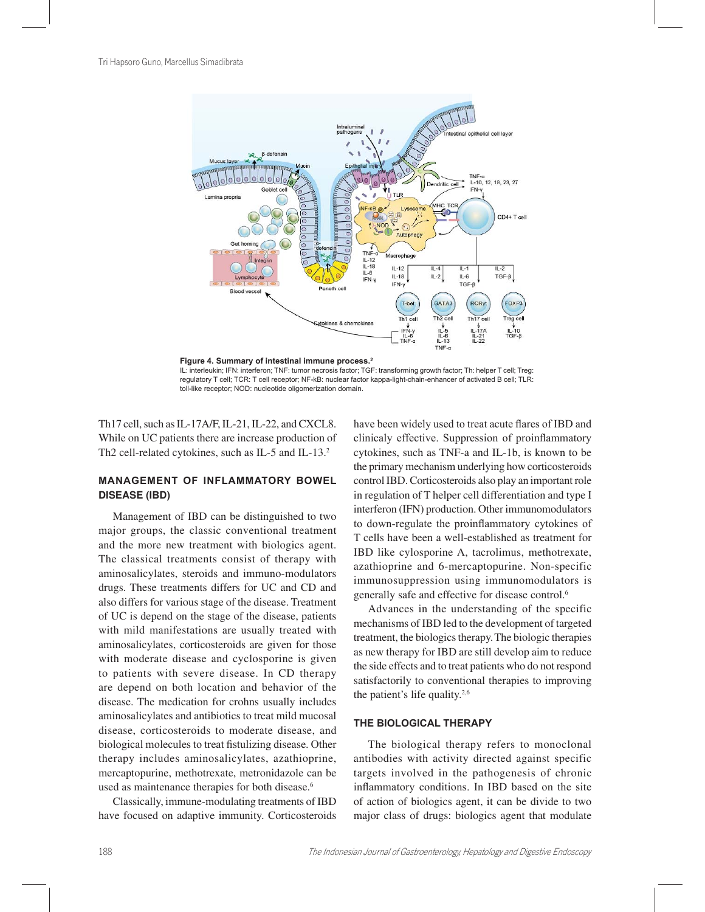**Figure 4. Summary of intestinal immune process.**[2]
IL: interleukin; IFN: interferon; TNF: tumor necrosis factor; TGF: transforming growth factor; Th: helper T cell; Treg: regulatory T cell; TCR: T cell receptor; NF-kB: nuclear factor kappa-light-chain-enhancer of activated B cell; TLR: toll-like receptor; NOD: nucleotide oligomerization domain.

Th17 cell, such as IL-17A/F, IL-21, IL-22, and CXCL8. While on UC patients there are increase production of Th2 cell-related cytokines, such as IL-5 and IL-13.[2]

## MANAGEMENT OF INFLAMMATORY BOWEL DISEASE (IBD)

Management of IBD can be distinguished to two major groups, the classic conventional treatment and the more new treatment with biologics agent. The classical treatments consist of therapy with aminosalicylates, steroids and immuno-modulators drugs. These treatments differs for UC and CD and also differs for various stage of the disease. Treatment of UC is depend on the stage of the disease, patients with mild manifestations are usually treated with aminosalicylates, corticosteroids are given for those with moderate disease and cyclosporine is given to patients with severe disease. In CD therapy are depend on both location and behavior of the disease. The medication for crohns usually includes aminosalicylates and antibiotics to treat mild mucosal disease, corticosteroids to moderate disease, and biological molecules to treat fistulizing disease. Other therapy includes aminosalicylates, azathioprine, mercaptopurine, methotrexate, metronidazole can be used as maintenance therapies for both disease.[6]

Classically, immune-modulating treatments of IBD have focused on adaptive immunity. Corticosteroids have been widely used to treat acute flares of IBD and clinicaly effective. Suppression of proinflammatory cytokines, such as TNF-a and IL-1b, is known to be the primary mechanism underlying how corticosteroids control IBD. Corticosteroids also play an important role in regulation of T helper cell differentiation and type I interferon (IFN) production. Other immunomodulators to down-regulate the proinflammatory cytokines of T cells have been a well-established as treatment for IBD like cylosporine A, tacrolimus, methotrexate, azathioprine and 6-mercaptopurine. Non-specific immunosuppression using immunomodulators is generally safe and effective for disease control.[6]

Advances in the understanding of the specific mechanisms of IBD led to the development of targeted treatment, the biologics therapy. The biologic therapies as new therapy for IBD are still develop aim to reduce the side effects and to treat patients who do not respond satisfactorily to conventional therapies to improving the patient's life quality.[2,6]

## THE BIOLOGICAL THERAPY

The biological therapy refers to monoclonal antibodies with activity directed against specific targets involved in the pathogenesis of chronic inflammatory conditions. In IBD based on the site of action of biologics agent, it can be divide to two major class of drugs: biologics agent that modulate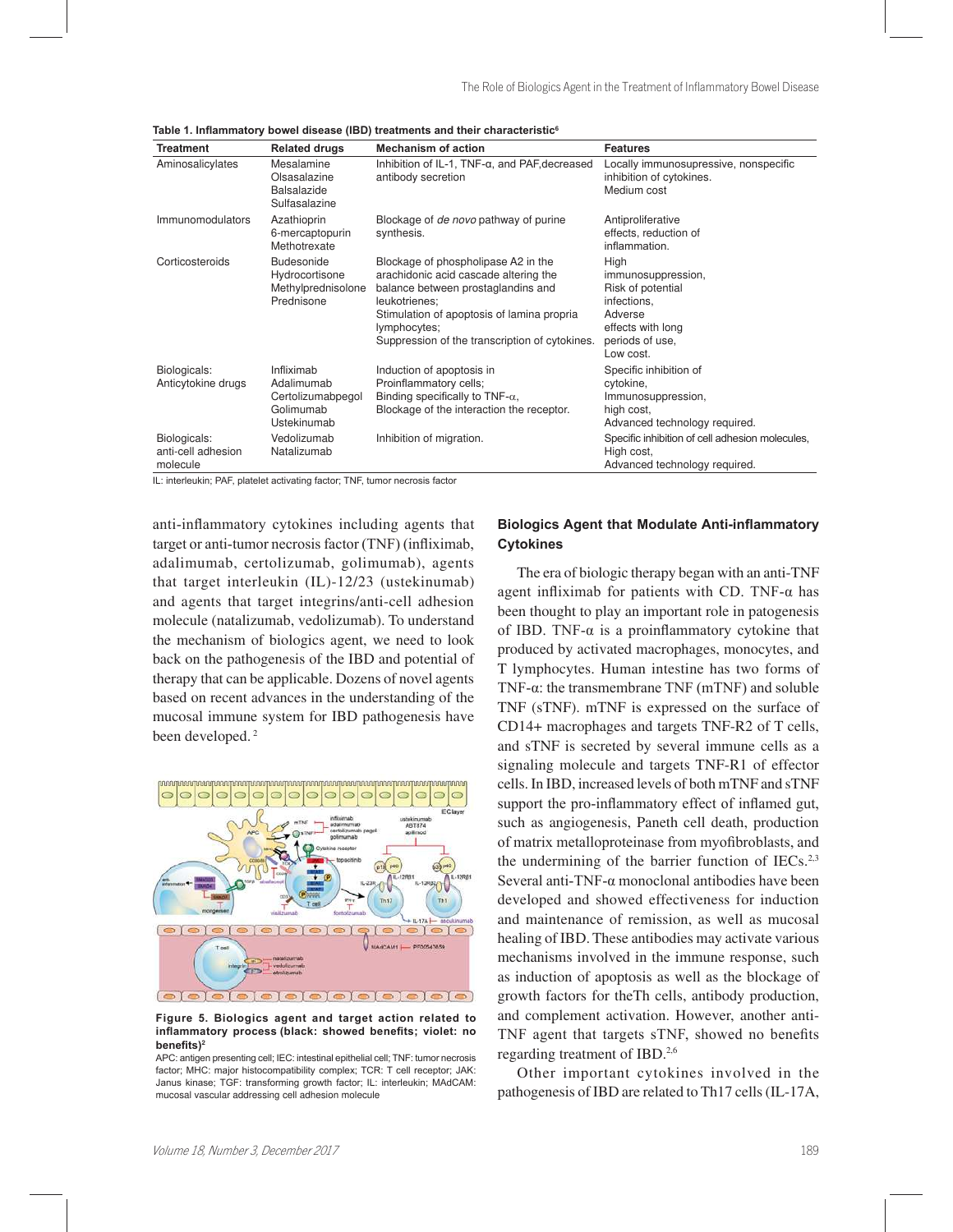Table 1. Inflammatory bowel disease (IBD) treatments and their characteristic[6]

| Treatment | Related drugs | Mechanism of action | Features |
|---|---|---|---|
| Aminosalicylates | Mesalamine<br>Olsasalazine<br>Balsalazide<br>Sulfasalazine | Inhibition of IL-1, TNF-α, and PAF,decreased antibody secretion | Locally immunosupressive, nonspecific inhibition of cytokines.<br>Medium cost |
| Immunomodulators | Azathioprin<br>6-mercaptopurin<br>Methotrexate | Blockage of *de novo* pathway of purine synthesis. | Antiproliferative effects, reduction of inflammation. |
| Corticosteroids | Budesonide<br>Hydrocortisone<br>Methylprednisolone<br>Prednisone | Blockage of phospholipase A2 in the arachidonic acid cascade altering the balance between prostaglandins and leukotrienes;<br>Stimulation of apoptosis of lamina propria lymphocytes;<br>Suppression of the transcription of cytokines. | High immunosuppression,<br>Risk of potential infections,<br>Adverse effects with long periods of use,<br>Low cost. |
| Biologicals: Anticytokine drugs | Infliximab<br>Adalimumab<br>Certolizumabpegol<br>Golimumab<br>Ustekinumab | Induction of apoptosis in Proinflammatory cells;<br>Binding specifically to TNF-α,<br>Blockage of the interaction the receptor. | Specific inhibition of cytokine,<br>Immunosuppression,<br>high cost,<br>Advanced technology required. |
| Biologicals: anti-cell adhesion molecule | Vedolizumab<br>Natalizumab | Inhibition of migration. | Specific inhibition of cell adhesion molecules,<br>High cost,<br>Advanced technology required. |

IL: interleukin; PAF, platelet activating factor; TNF, tumor necrosis factor

anti-inflammatory cytokines including agents that target or anti-tumor necrosis factor (TNF) (infliximab, adalimumab, certolizumab, golimumab), agents that target interleukin (IL)-12/23 (ustekinumab) and agents that target integrins/anti-cell adhesion molecule (natalizumab, vedolizumab). To understand the mechanism of biologics agent, we need to look back on the pathogenesis of the IBD and potential of therapy that can be applicable. Dozens of novel agents based on recent advances in the understanding of the mucosal immune system for IBD pathogenesis have been developed.[2]

**Figure 5. Biologics agent and target action related to inflammatory process (black: showed benefits; violet: no benefits)[2]**

APC: antigen presenting cell; IEC: intestinal epithelial cell; TNF: tumor necrosis factor; MHC: major histocompatibility complex; TCR: T cell receptor; JAK: Janus kinase; TGF: transforming growth factor; IL: interleukin; MAdCAM: mucosal vascular addressing cell adhesion molecule

## Biologics Agent that Modulate Anti-inflammatory Cytokines

The era of biologic therapy began with an anti-TNF agent infliximab for patients with CD. TNF-α has been thought to play an important role in patogenesis of IBD. TNF-α is a proinflammatory cytokine that produced by activated macrophages, monocytes, and T lymphocytes. Human intestine has two forms of TNF-α: the transmembrane TNF (mTNF) and soluble TNF (sTNF). mTNF is expressed on the surface of CD14+ macrophages and targets TNF-R2 of T cells, and sTNF is secreted by several immune cells as a signaling molecule and targets TNF-R1 of effector cells. In IBD, increased levels of both mTNF and sTNF support the pro-inflammatory effect of inflamed gut, such as angiogenesis, Paneth cell death, production of matrix metalloproteinase from myofibroblasts, and the undermining of the barrier function of IECs.[2,3] Several anti-TNF-α monoclonal antibodies have been developed and showed effectiveness for induction and maintenance of remission, as well as mucosal healing of IBD. These antibodies may activate various mechanisms involved in the immune response, such as induction of apoptosis as well as the blockage of growth factors for theTh cells, antibody production, and complement activation. However, another anti-TNF agent that targets sTNF, showed no benefits regarding treatment of IBD.[2,6]

Other important cytokines involved in the pathogenesis of IBD are related to Th17 cells (IL-17A,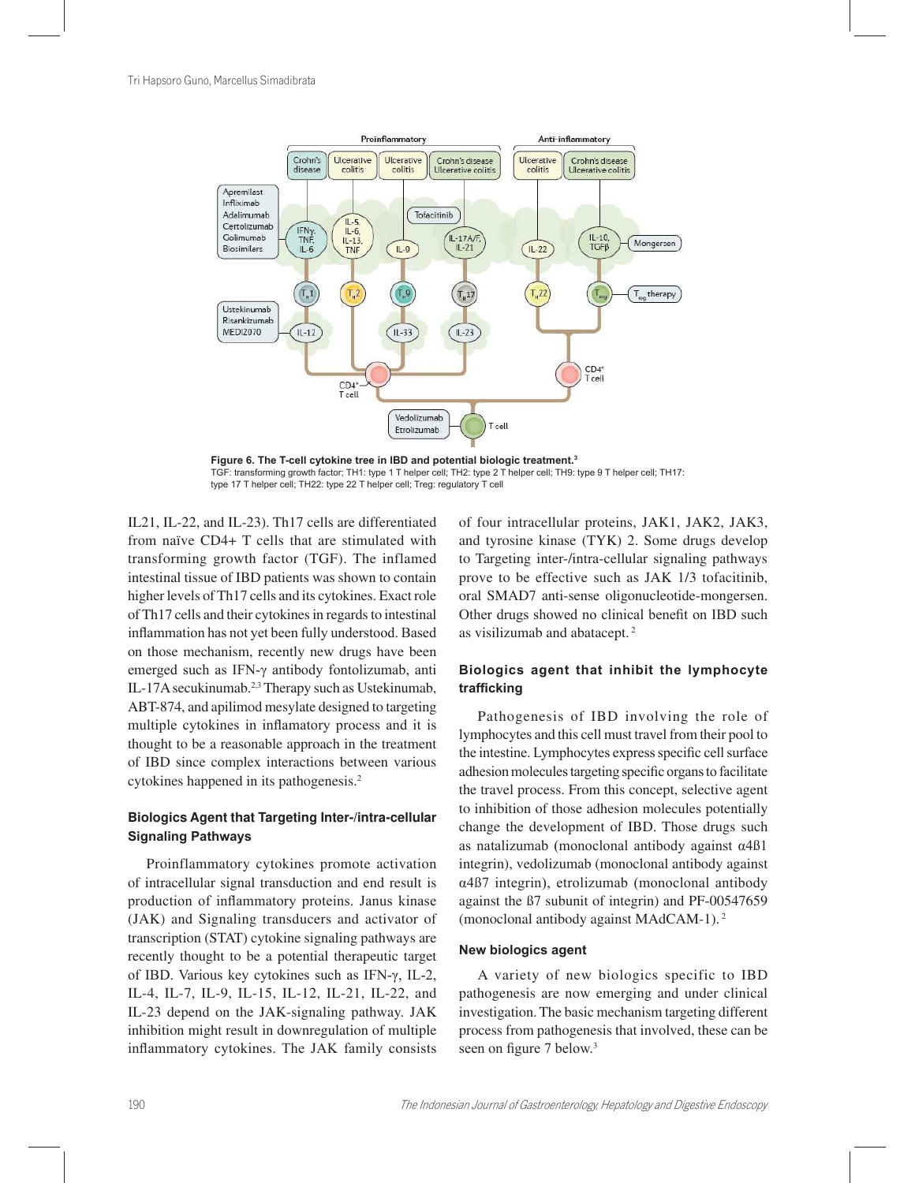**Figure 6. The T-cell cytokine tree in IBD and potential biologic treatment.**[3]
TGF: transforming growth factor; TH1: type 1 T helper cell; TH2: type 2 T helper cell; TH9: type 9 T helper cell; TH17: type 17 T helper cell; TH22: type 22 T helper cell; Treg: regulatory T cell

IL21, IL-22, and IL-23). Th17 cells are differentiated from naïve CD4+ T cells that are stimulated with transforming growth factor (TGF). The inflamed intestinal tissue of IBD patients was shown to contain higher levels of Th17 cells and its cytokines. Exact role of Th17 cells and their cytokines in regards to intestinal inflammation has not yet been fully understood. Based on those mechanism, recently new drugs have been emerged such as IFN-γ antibody fontolizumab, anti IL-17A secukinumab.[2,3] Therapy such as Ustekinumab, ABT-874, and apilimod mesylate designed to targeting multiple cytokines in inflamatory process and it is thought to be a reasonable approach in the treatment of IBD since complex interactions between various cytokines happened in its pathogenesis.[2]

### Biologics Agent that Targeting Inter-/intra-cellular Signaling Pathways

Proinflammatory cytokines promote activation of intracellular signal transduction and end result is production of inflammatory proteins. Janus kinase (JAK) and Signaling transducers and activator of transcription (STAT) cytokine signaling pathways are recently thought to be a potential therapeutic target of IBD. Various key cytokines such as IFN-γ, IL-2, IL-4, IL-7, IL-9, IL-15, IL-12, IL-21, IL-22, and IL-23 depend on the JAK-signaling pathway. JAK inhibition might result in downregulation of multiple inflammatory cytokines. The JAK family consists of four intracellular proteins, JAK1, JAK2, JAK3, and tyrosine kinase (TYK) 2. Some drugs develop to Targeting inter-/intra-cellular signaling pathways prove to be effective such as JAK 1/3 tofacitinib, oral SMAD7 anti-sense oligonucleotide-mongersen. Other drugs showed no clinical benefit on IBD such as visilizumab and abatacept.[2]

### Biologics agent that inhibit the lymphocyte trafficking

Pathogenesis of IBD involving the role of lymphocytes and this cell must travel from their pool to the intestine. Lymphocytes express specific cell surface adhesion molecules targeting specific organs to facilitate the travel process. From this concept, selective agent to inhibition of those adhesion molecules potentially change the development of IBD. Those drugs such as natalizumab (monoclonal antibody against α4ß1 integrin), vedolizumab (monoclonal antibody against α4ß7 integrin), etrolizumab (monoclonal antibody against the ß7 subunit of integrin) and PF-00547659 (monoclonal antibody against MAdCAM-1).[2]

### New biologics agent

A variety of new biologics specific to IBD pathogenesis are now emerging and under clinical investigation. The basic mechanism targeting different process from pathogenesis that involved, these can be seen on figure 7 below.[3]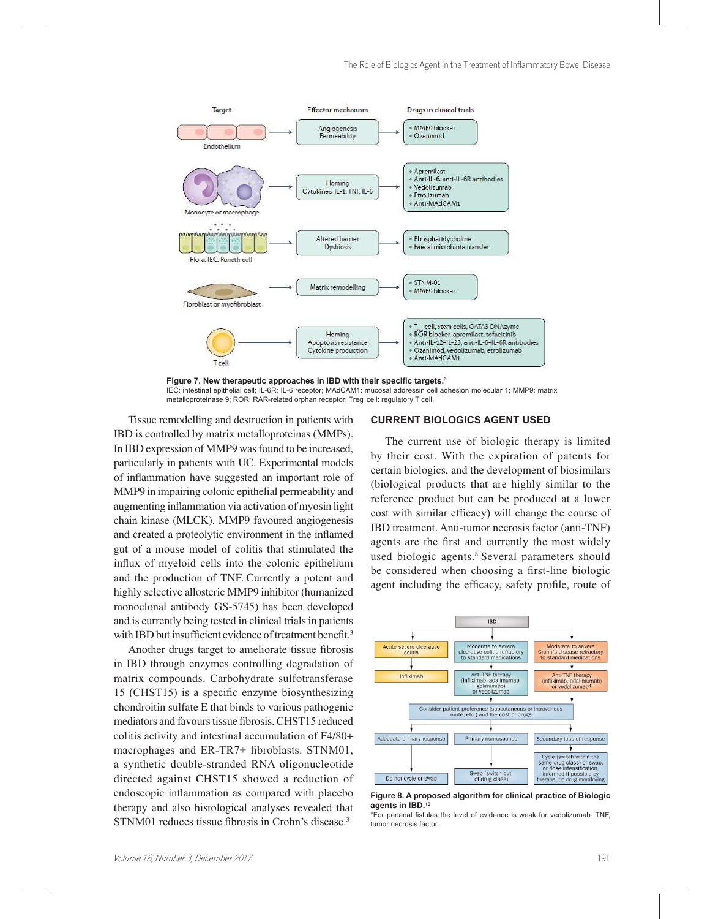Figure 7. New therapeutic approaches in IBD with their specific targets.[3]
IEC: intestinal epithelial cell; IL-6R: IL-6 receptor; MAdCAM1: mucosal addressin cell adhesion molecular 1; MMP9: matrix metalloproteinase 9; ROR: RAR-related orphan receptor; Treg cell: regulatory T cell.

Tissue remodelling and destruction in patients with IBD is controlled by matrix metalloproteinas (MMPs). In IBD expression of MMP9 was found to be increased, particularly in patients with UC. Experimental models of inflammation have suggested an important role of MMP9 in impairing colonic epithelial permeability and augmenting inflammation via activation of myosin light chain kinase (MLCK). MMP9 favoured angiogenesis and created a proteolytic environment in the inflamed gut of a mouse model of colitis that stimulated the influx of myeloid cells into the colonic epithelium and the production of TNF. Currently a potent and highly selective allosteric MMP9 inhibitor (humanized monoclonal antibody GS-5745) has been developed and is currently being tested in clinical trials in patients with IBD but insufficient evidence of treatment benefit.[3]

Another drugs target to ameliorate tissue fibrosis in IBD through enzymes controlling degradation of matrix compounds. Carbohydrate sulfotransferase 15 (CHST15) is a specific enzyme biosynthesizing chondroitin sulfate E that binds to various pathogenic mediators and favours tissue fibrosis. CHST15 reduced colitis activity and intestinal accumulation of F4/80+ macrophages and ER-TR7+ fibroblasts. STNM01, a synthetic double-stranded RNA oligonucleotide directed against CHST15 showed a reduction of endoscopic inflammation as compared with placebo therapy and also histological analyses revealed that STNM01 reduces tissue fibrosis in Crohn's disease.[3]

## CURRENT BIOLOGICS AGENT USED

The current use of biologic therapy is limited by their cost. With the expiration of patents for certain biologics, and the development of biosimilars (biological products that are highly similar to the reference product but can be produced at a lower cost with similar efficacy) will change the course of IBD treatment. Anti-tumor necrosis factor (anti-TNF) agents are the first and currently the most widely used biologic agents.[8] Several parameters should be considered when choosing a first-line biologic agent including the efficacy, safety profile, route of

**Figure 8. A proposed algorithm for clinical practice of Biologic agents in IBD.[10]**
*For perianal fistulas the level of evidence is weak for vedolizumab. TNF, tumor necrosis factor.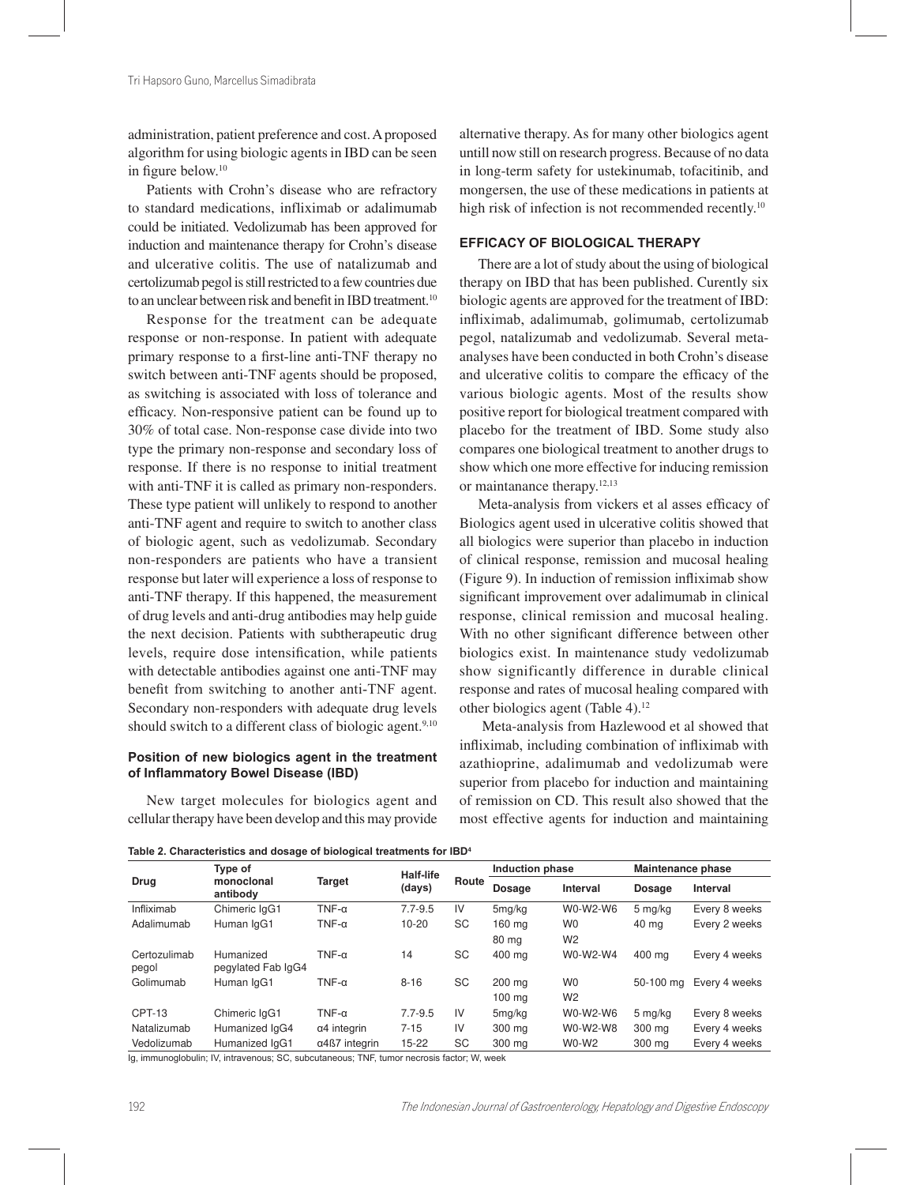administration, patient preference and cost. A proposed algorithm for using biologic agents in IBD can be seen in figure below.[10]

Patients with Crohn's disease who are refractory to standard medications, infliximab or adalimumab could be initiated. Vedolizumab has been approved for induction and maintenance therapy for Crohn's disease and ulcerative colitis. The use of natalizumab and certolizumab pegol is still restricted to a few countries due to an unclear between risk and benefit in IBD treatment.[10]

Response for the treatment can be adequate response or non-response. In patient with adequate primary response to a first-line anti-TNF therapy no switch between anti-TNF agents should be proposed, as switching is associated with loss of tolerance and efficacy. Non-responsive patient can be found up to 30% of total case. Non-response case divide into two type the primary non-response and secondary loss of response. If there is no response to initial treatment with anti-TNF it is called as primary non-responders. These type patient will unlikely to respond to another anti-TNF agent and require to switch to another class of biologic agent, such as vedolizumab. Secondary non-responders are patients who have a transient response but later will experience a loss of response to anti-TNF therapy. If this happened, the measurement of drug levels and anti-drug antibodies may help guide the next decision. Patients with subtherapeutic drug levels, require dose intensification, while patients with detectable antibodies against one anti-TNF may benefit from switching to another anti-TNF agent. Secondary non-responders with adequate drug levels should switch to a different class of biologic agent.[9,10]

### Position of new biologics agent in the treatment of Inflammatory Bowel Disease (IBD)

New target molecules for biologics agent and cellular therapy have been develop and this may provide alternative therapy. As for many other biologics agent untill now still on research progress. Because of no data in long-term safety for ustekinumab, tofacitinib, and mongersen, the use of these medications in patients at high risk of infection is not recommended recently.[10]

## EFFICACY OF BIOLOGICAL THERAPY

There are a lot of study about the using of biological therapy on IBD that has been published. Curently six biologic agents are approved for the treatment of IBD: infliximab, adalimumab, golimumab, certolizumab pegol, natalizumab and vedolizumab. Several meta-analyses have been conducted in both Crohn's disease and ulcerative colitis to compare the efficacy of the various biologic agents. Most of the results show positive report for biological treatment compared with placebo for the treatment of IBD. Some study also compares one biological treatment to another drugs to show which one more effective for inducing remission or maintanance therapy.[12,13]

Meta-analysis from vickers et al asses efficacy of Biologics agent used in ulcerative colitis showed that all biologics were superior than placebo in induction of clinical response, remission and mucosal healing (Figure 9). In induction of remission infliximab show significant improvement over adalimumab in clinical response, clinical remission and mucosal healing. With no other significant difference between other biologics exist. In maintenance study vedolizumab show significantly difference in durable clinical response and rates of mucosal healing compared with other biologics agent (Table 4).[12]

Meta-analysis from Hazlewood et al showed that infliximab, including combination of infliximab with azathioprine, adalimumab and vedolizumab were superior from placebo for induction and maintaining of remission on CD. This result also showed that the most effective agents for induction and maintaining

**Table 2. Characteristics and dosage of biological treatments for IBD[4]**

| Drug | Type of monoclonal antibody | Target | Half-life (days) | Route | Induction phase | | Maintenance phase | |
|---|---|---|---|---|---|---|---|---|
| | | | | | Dosage | Interval | Dosage | Interval |
| Infliximab | Chimeric IgG1 | TNF-α | 7.7-9.5 | IV | 5mg/kg | W0-W2-W6 | 5 mg/kg | Every 8 weeks |
| Adalimumab | Human IgG1 | TNF-α | 10-20 | SC | 160 mg | W0 | 40 mg | Every 2 weeks |
| | | | | | 80 mg | W2 | | |
| Certozulimab pegol | Humanized pegylated Fab IgG4 | TNF-α | 14 | SC | 400 mg | W0-W2-W4 | 400 mg | Every 4 weeks |
| Golimumab | Human IgG1 | TNF-α | 8-16 | SC | 200 mg | W0 | 50-100 mg | Every 4 weeks |
| | | | | | 100 mg | W2 | | |
| CPT-13 | Chimeric IgG1 | TNF-α | 7.7-9.5 | IV | 5mg/kg | W0-W2-W6 | 5 mg/kg | Every 8 weeks |
| Natalizumab | Humanized IgG4 | α4 integrin | 7-15 | IV | 300 mg | W0-W2-W8 | 300 mg | Every 4 weeks |
| Vedolizumab | Humanized IgG1 | α4ß7 integrin | 15-22 | SC | 300 mg | W0-W2 | 300 mg | Every 4 weeks |

Ig, immunoglobulin; IV, intravenous; SC, subcutaneous; TNF, tumor necrosis factor; W, week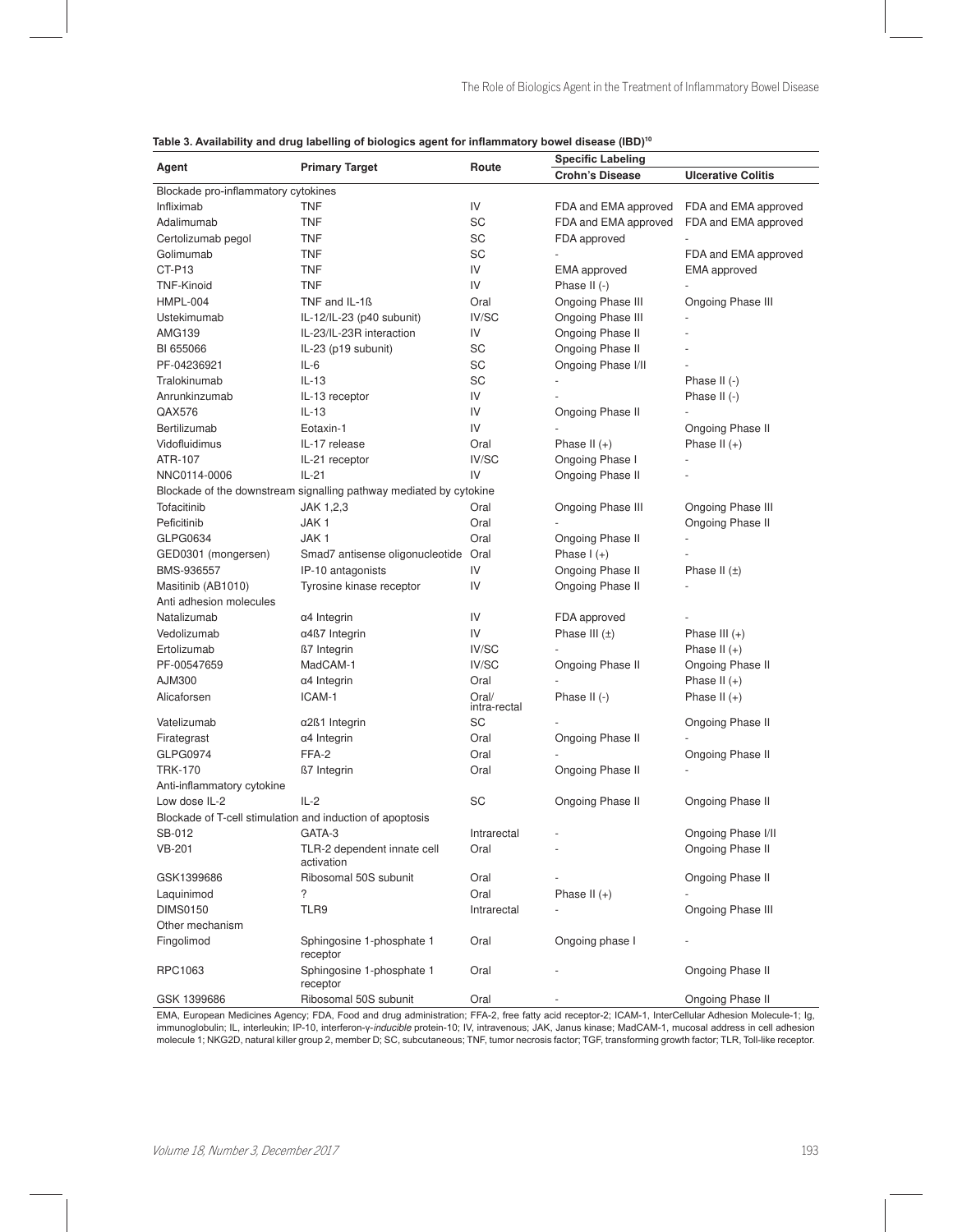**Table 3. Availability and drug labelling of biologics agent for inflammatory bowel disease (IBD)[10]**

| Agent | Primary Target | Route | Specific Labeling | |
|---|---|---|---|---|
| | | | Crohn's Disease | Ulcerative Colitis |
| Blockade pro-inflammatory cytokines | | | | |
| Infliximab | TNF | IV | FDA and EMA approved | FDA and EMA approved |
| Adalimumab | TNF | SC | FDA and EMA approved | FDA and EMA approved |
| Certolizumab pegol | TNF | SC | FDA approved | - |
| Golimumab | TNF | SC | - | FDA and EMA approved |
| CT-P13 | TNF | IV | EMA approved | EMA approved |
| TNF-Kinoid | TNF | IV | Phase II (-) | - |
| HMPL-004 | TNF and IL-1ß | Oral | Ongoing Phase III | Ongoing Phase III |
| Ustekimumab | IL-12/IL-23 (p40 subunit) | IV/SC | Ongoing Phase III | - |
| AMG139 | IL-23/IL-23R interaction | IV | Ongoing Phase II | - |
| BI 655066 | IL-23 (p19 subunit) | SC | Ongoing Phase II | - |
| PF-04236921 | IL-6 | SC | Ongoing Phase I/II | - |
| Tralokinumab | IL-13 | SC | - | Phase II (-) |
| Anrunkinzumab | IL-13 receptor | IV | - | Phase II (-) |
| QAX576 | IL-13 | IV | Ongoing Phase II | - |
| Bertilizumab | Eotaxin-1 | IV | - | Ongoing Phase II |
| Vidofluidimus | IL-17 release | Oral | Phase II (+) | Phase II (+) |
| ATR-107 | IL-21 receptor | IV/SC | Ongoing Phase I | - |
| NNC0114-0006 | IL-21 | IV | Ongoing Phase II | - |
| Blockade of the downstream signalling pathway mediated by cytokine | | | | |
| Tofacitinib | JAK 1,2,3 | Oral | Ongoing Phase III | Ongoing Phase III |
| Peficitinib | JAK 1 | Oral | - | Ongoing Phase II |
| GLPG0634 | JAK 1 | Oral | Ongoing Phase II | - |
| GED0301 (mongersen) | Smad7 antisense oligonucleotide | Oral | Phase I (+) | - |
| BMS-936557 | IP-10 antagonists | IV | Ongoing Phase II | Phase II (±) |
| Masitinib (AB1010) | Tyrosine kinase receptor | IV | Ongoing Phase II | - |
| Anti adhesion molecules | | | | |
| Natalizumab | α4 Integrin | IV | FDA approved | - |
| Vedolizumab | α4ß7 Integrin | IV | Phase III (±) | Phase III (+) |
| Ertolizumab | ß7 Integrin | IV/SC | - | Phase II (+) |
| PF-00547659 | MadCAM-1 | IV/SC | Ongoing Phase II | Ongoing Phase II |
| AJM300 | α4 Integrin | Oral | - | Phase II (+) |
| Alicaforsen | ICAM-1 | Oral/ intra-rectal | Phase II (-) | Phase II (+) |
| Vatelizumab | α2ß1 Integrin | SC | - | Ongoing Phase II |
| Firategrast | α4 Integrin | Oral | Ongoing Phase II | - |
| GLPG0974 | FFA-2 | Oral | - | Ongoing Phase II |
| TRK-170 | ß7 Integrin | Oral | Ongoing Phase II | - |
| Anti-inflammatory cytokine | | | | |
| Low dose IL-2 | IL-2 | SC | Ongoing Phase II | Ongoing Phase II |
| Blockade of T-cell stimulation and induction of apoptosis | | | | |
| SB-012 | GATA-3 | Intrarectal | - | Ongoing Phase I/II |
| VB-201 | TLR-2 dependent innate cell activation | Oral | - | Ongoing Phase II |
| GSK1399686 | Ribosomal 50S subunit | Oral | - | Ongoing Phase II |
| Laquinimod | ? | Oral | Phase II (+) | - |
| DIMS0150 | TLR9 | Intrarectal | - | Ongoing Phase III |
| Other mechanism | | | | |
| Fingolimod | Sphingosine 1-phosphate 1 receptor | Oral | Ongoing phase I | - |
| RPC1063 | Sphingosine 1-phosphate 1 receptor | Oral | - | Ongoing Phase II |
| GSK 1399686 | Ribosomal 50S subunit | Oral | - | Ongoing Phase II |

EMA, European Medicines Agency; FDA, Food and drug administration; FFA-2, free fatty acid receptor-2; ICAM-1, InterCellular Adhesion Molecule-1; Ig, immunoglobulin; IL, interleukin; IP-10, interferon-γ-*inducible* protein-10; IV, intravenous; JAK, Janus kinase; MadCAM-1, mucosal address in cell adhesion molecule 1; NKG2D, natural killer group 2, member D; SC, subcutaneous; TNF, tumor necrosis factor; TGF, transforming growth factor; TLR, Toll-like receptor.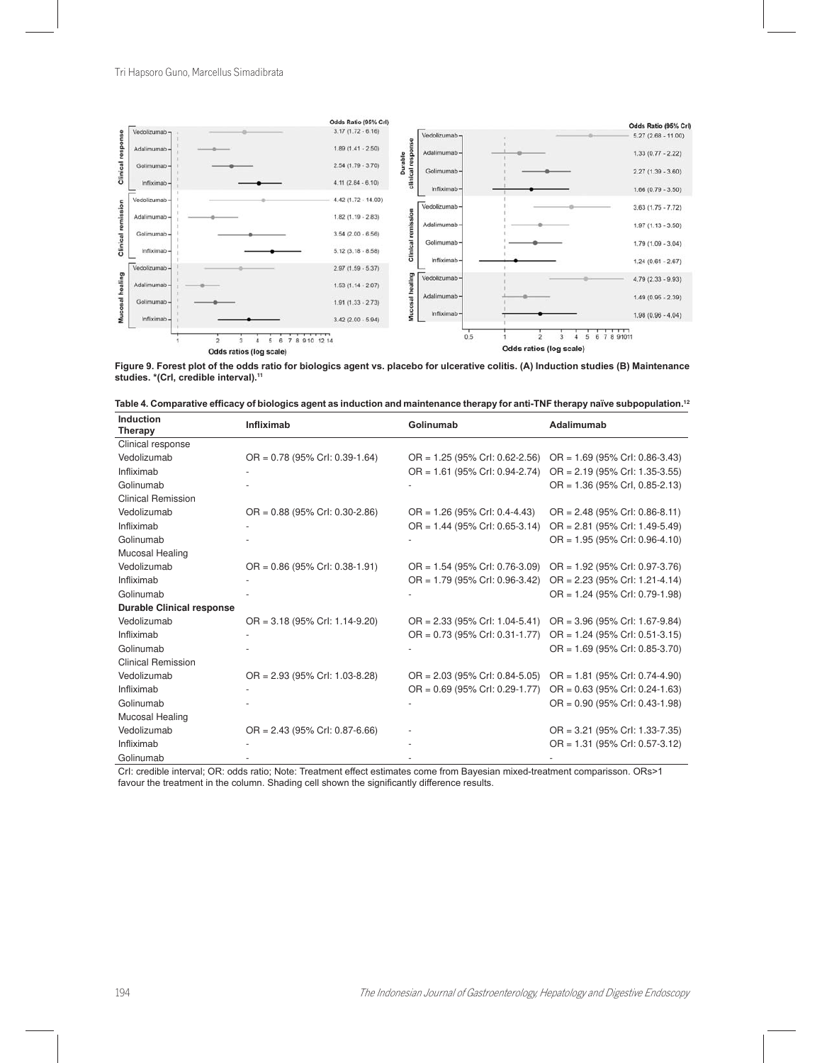**Figure 9. Forest plot of the odds ratio for biologics agent vs. placebo for ulcerative colitis. (A) Induction studies (B) Maintenance studies. *(CrI, credible interval).**[11]

**Table 4. Comparative efficacy of biologics agent as induction and maintenance therapy for anti-TNF therapy naïve subpopulation.**[12]

| Induction Therapy | Infliximab | Golinumab | Adalimumab |
|---|---|---|---|
| Clinical response | | | |
| Vedolizumab | OR = 0.78 (95% CrI: 0.39-1.64) | OR = 1.25 (95% CrI: 0.62-2.56) | OR = 1.69 (95% CrI: 0.86-3.43) |
| Infliximab | - | OR = 1.61 (95% CrI: 0.94-2.74) | OR = 2.19 (95% CrI: 1.35-3.55) |
| Golinumab | - | - | OR = 1.36 (95% CrI, 0.85-2.13) |
| Clinical Remission | | | |
| Vedolizumab | OR = 0.88 (95% CrI: 0.30-2.86) | OR = 1.26 (95% CrI: 0.4-4.43) | OR = 2.48 (95% CrI: 0.86-8.11) |
| Infliximab | - | OR = 1.44 (95% CrI: 0.65-3.14) | OR = 2.81 (95% CrI: 1.49-5.49) |
| Golinumab | - | - | OR = 1.95 (95% CrI: 0.96-4.10) |
| Mucosal Healing | | | |
| Vedolizumab | OR = 0.86 (95% CrI: 0.38-1.91) | OR = 1.54 (95% CrI: 0.76-3.09) | OR = 1.92 (95% CrI: 0.97-3.76) |
| Infliximab | - | OR = 1.79 (95% CrI: 0.96-3.42) | OR = 2.23 (95% CrI: 1.21-4.14) |
| Golinumab | - | - | OR = 1.24 (95% CrI: 0.79-1.98) |
| **Durable Clinical response** | | | |
| Vedolizumab | OR = 3.18 (95% CrI: 1.14-9.20) | OR = 2.33 (95% CrI: 1.04-5.41) | OR = 3.96 (95% CrI: 1.67-9.84) |
| Infliximab | - | OR = 0.73 (95% CrI: 0.31-1.77) | OR = 1.24 (95% CrI: 0.51-3.15) |
| Golinumab | - | - | OR = 1.69 (95% CrI: 0.85-3.70) |
| Clinical Remission | | | |
| Vedolizumab | OR = 2.93 (95% CrI: 1.03-8.28) | OR = 2.03 (95% CrI: 0.84-5.05) | OR = 1.81 (95% CrI: 0.74-4.90) |
| Infliximab | - | OR = 0.69 (95% CrI: 0.29-1.77) | OR = 0.63 (95% CrI: 0.24-1.63) |
| Golinumab | - | - | OR = 0.90 (95% CrI: 0.43-1.98) |
| Mucosal Healing | | | |
| Vedolizumab | OR = 2.43 (95% CrI: 0.87-6.66) | - | OR = 3.21 (95% CrI: 1.33-7.35) |
| Infliximab | - | - | OR = 1.31 (95% CrI: 0.57-3.12) |
| Golinumab | - | - | - |

CrI: credible interval; OR: odds ratio; Note: Treatment effect estimates come from Bayesian mixed-treatment comparisson. ORs>1 favour the treatment in the column. Shading cell shown the significantly difference results.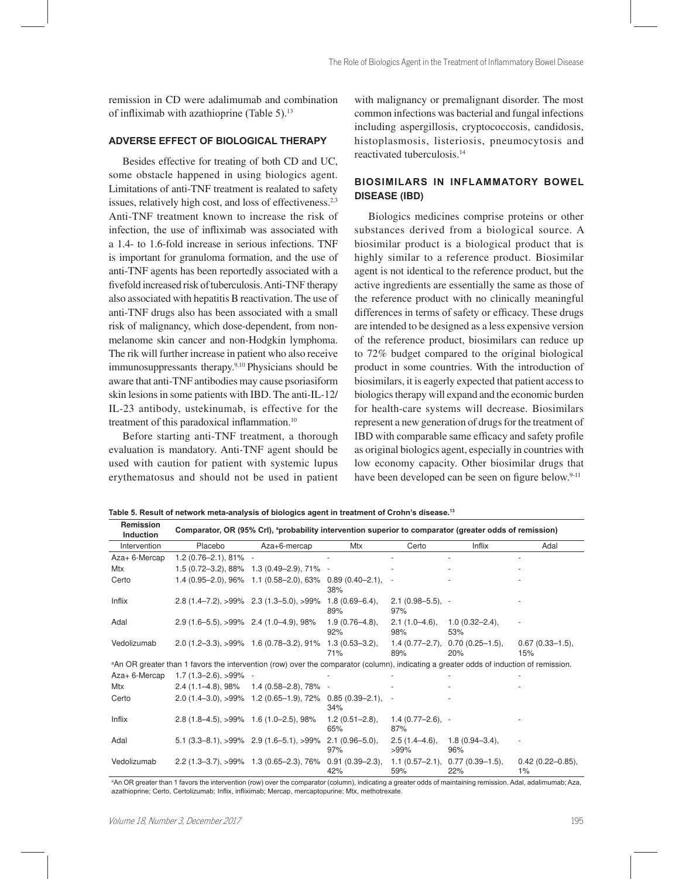remission in CD were adalimumab and combination of infliximab with azathioprine (Table 5).[13]

## ADVERSE EFFECT OF BIOLOGICAL THERAPY

Besides effective for treating of both CD and UC, some obstacle happened in using biologics agent. Limitations of anti-TNF treatment is realated to safety issues, relatively high cost, and loss of effectiveness.[2,3] Anti-TNF treatment known to increase the risk of infection, the use of infliximab was associated with a 1.4- to 1.6-fold increase in serious infections. TNF is important for granuloma formation, and the use of anti-TNF agents has been reportedly associated with a fivefold increased risk of tuberculosis. Anti-TNF therapy also associated with hepatitis B reactivation. The use of anti-TNF drugs also has been associated with a small risk of malignancy, which dose-dependent, from non-melanome skin cancer and non-Hodgkin lymphoma. The rik will further increase in patient who also receive immunosuppressants therapy.[9,10] Physicians should be aware that anti-TNF antibodies may cause psoriasiform skin lesions in some patients with IBD. The anti-IL-12/IL-23 antibody, ustekinumab, is effective for the treatment of this paradoxical inflammation.[10]

Before starting anti-TNF treatment, a thorough evaluation is mandatory. Anti-TNF agent should be used with caution for patient with systemic lupus erythematosus and should not be used in patient with malignancy or premalignant disorder. The most common infections was bacterial and fungal infections including aspergillosis, cryptococcosis, candidosis, histoplasmosis, listeriosis, pneumocytosis and reactivated tuberculosis.[14]

## BIOSIMILARS IN INFLAMMATORY BOWEL DISEASE (IBD)

Biologics medicines comprise proteins or other substances derived from a biological source. A biosimilar product is a biological product that is highly similar to a reference product. Biosimilar agent is not identical to the reference product, but the active ingredients are essentially the same as those of the reference product with no clinically meaningful differences in terms of safety or efficacy. These drugs are intended to be designed as a less expensive version of the reference product, biosimilars can reduce up to 72% budget compared to the original biological product in some countries. With the introduction of biosimilars, it is eagerly expected that patient access to biologics therapy will expand and the economic burden for health-care systems will decrease. Biosimilars represent a new generation of drugs for the treatment of IBD with comparable same efficacy and safety profile as original biologics agent, especially in countries with low economy capacity. Other biosimilar drugs that have been developed can be seen on figure below.[9-11]

**Table 5. Result of network meta-analysis of biologics agent in treatment of Crohn's disease.[13]**

| Remission Induction | Comparator, OR (95% CrI), [a]probability intervention superior to comparator (greater odds of remission) | | | | | |
|---|---|---|---|---|---|---|
| Intervention | Placebo | Aza+6-mercap | Mtx | Certo | Inflix | Adal |
| Aza+ 6-Mercap | 1.2 (0.76–2.1), 81% | - | - | - | - | - |
| Mtx | 1.5 (0.72–3.2), 88% | 1.3 (0.49–2.9), 71% | - | - | - | - |
| Certo | 1.4 (0.95–2.0), 96% | 1.1 (0.58–2.0), 63% | 0.89 (0.40–2.1), 38% | - | - | - |
| Inflix | 2.8 (1.4–7.2), >99% | 2.3 (1.3–5.0), >99% | 1.8 (0.69–6.4), 89% | 2.1 (0.98–5.5), 97% | - | - |
| Adal | 2.9 (1.6–5.5), >99% | 2.4 (1.0–4.9), 98% | 1.9 (0.76–4.8), 92% | 2.1 (1.0–4.6), 98% | 1.0 (0.32–2.4), 53% | - |
| Vedolizumab | 2.0 (1.2–3.3), >99% | 1.6 (0.78–3.2), 91% | 1.3 (0.53–3.2), 71% | 1.4 (0.77–2.7), 89% | 0.70 (0.25–1.5), 20% | 0.67 (0.33–1.5), 15% |
| [a]An OR greater than 1 favors the intervention (row) over the comparator (column), indicating a greater odds of induction of remission. | | | | | | |
| Aza+ 6-Mercap | 1.7 (1.3–2.6), >99% | - | - | - | - | - |
| Mtx | 2.4 (1.1–4.8), 98% | 1.4 (0.58–2.8), 78% | - | - | - | - |
| Certo | 2.0 (1.4–3.0), >99% | 1.2 (0.65–1.9), 72% | 0.85 (0.39–2.1), 34% | - | - | - |
| Inflix | 2.8 (1.8–4.5), >99% | 1.6 (1.0–2.5), 98% | 1.2 (0.51–2.8), 65% | 1.4 (0.77–2.6), 87% | - | - |
| Adal | 5.1 (3.3–8.1), >99% | 2.9 (1.6–5.1), >99% | 2.1 (0.96–5.0), 97% | 2.5 (1.4–4.6), >99% | 1.8 (0.94–3.4), 96% | - |
| Vedolizumab | 2.2 (1.3–3.7), >99% | 1.3 (0.65–2.3), 76% | 0.91 (0.39–2.3), 42% | 1.1 (0.57–2.1), 59% | 0.77 (0.39–1.5), 22% | 0.42 (0.22–0.85), 1% |

[a]An OR greater than 1 favors the intervention (row) over the comparator (column), indicating a greater odds of maintaining remission. Adal, adalimumab; Aza, azathioprine; Certo, Certolizumab; Inflix, infliximab; Mercap, mercaptopurine; Mtx, methotrexate.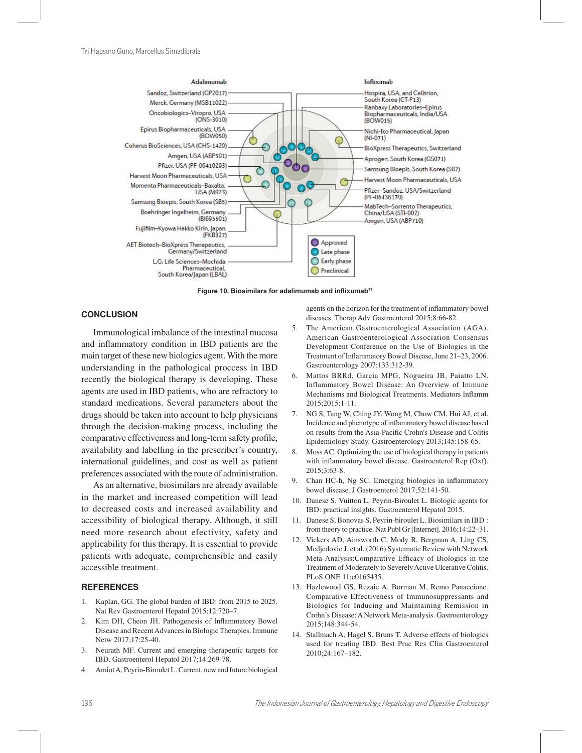Adalimumab

Sandoz, Switzerland (GP2017)
Merck, Germany (MSB11022)
Oncobiologics–Viropro, USA (ONS-3010)
Epirus Biopharmaceuticals, USA (BOW050)
Coherus BioSciences, USA (CHS-1420)
Amgen, USA (ABP501)
Pfizer, USA (PF-06410293)
Harvest Moon Pharmaceuticals, USA
Momenta Pharmaceuticals–Baxalta, USA (M923)
Samsung Bioepis, South Korea (SB5)
Boehringer Ingelheim, Germany (BI695501)
Fujifilm–Kyowa Hakko Kirin, Japan (FKB327)
AET Biotech–BioXpress Therapeutics, Germany/Switzerland
LG Life Sciences–Mochida Pharmaceutical, South Korea/Japan (LBAL)

Infliximab

Hospira, USA, and Celltrion, South Korea (CT-P13)
Ranbaxy Laboratories–Epirus Biopharmaceuticals, India/USA (BOW015)
Nichi-Iko Pharmaceutical, Japan (NI-071)
BioXpress Therapeutics, Switzerland
Aprogen, South Korea (GS071)
Samsung Bioepis, South Korea (SB2)
Harvest Moon Pharmaceuticals, USA
Pfizer–Sandoz, USA/Switzerland (PF-06438179)
MabTech–Sorrento Therapeutics, China/USA (STI-002)
Amgen, USA (ABP710)

Approved
Late phase
Early phase
Preclinical

**Figure 10. Biosimilars for adalimumab and inflixumab[11]**

## CONCLUSION

Immunological imbalance of the intestinal mucosa and inflammatory condition in IBD patients are the main target of these new biologics agent. With the more understanding in the pathological proccess in IBD recently the biological therapy is developing. These agents are used in IBD patients, who are refractory to standard medications. Several parameters about the drugs should be taken into account to help physicians through the decision-making process, including the comparative effectiveness and long-term safety profile, availability and labelling in the prescriber's country, international guidelines, and cost as well as patient preferences associated with the route of administration.

As an alternative, biosimilars are already available in the market and increased competition will lead to decreased costs and increased availability and accessibility of biological therapy. Although, it still need more research about efectivity, safety and applicability for this therapy. It is essential to provide patients with adequate, comprehensible and easily accessible treatment.

## REFERENCES

1. Kaplan, GG. The global burden of IBD: from 2015 to 2025. Nat Rev Gastroenterol Hepatol 2015;12:720–7.
2. Kim DH, Cheon JH. Pathogenesis of Inflammatory Bowel Disease and Recent Advances in Biologic Therapies. Immune Netw 2017;17:25-40.
3. Neurath MF. Current and emerging therapeutic targets for IBD. Gastroenterol Hepatol 2017;14:269-78.
4. Amiot A, Peyrin-Biroulet L. Current, new and future biological agents on the horizon for the treatment of inflammatory bowel diseases. Therap Adv Gastroenterol 2015;8:66-82.
5. The American Gastroenterological Association (AGA). American Gastroenterological Association Consensus Development Conference on the Use of Biologics in the Treatment of Inflammatory Bowel Disease, June 21–23, 2006. Gastroenterology 2007;133:312-39.
6. Mattos BRRd, Garcia MPG, Nogueira JB, Paiatto LN. Inflammatory Bowel Disease: An Overview of Immune Mechanisms and Biological Treatments. Mediators Inflamm 2015;2015:1-11.
7. NG S, Tang W, Ching JY, Wong M, Chow CM, Hui AJ, et al. Incidence and phenotype of inflammatory bowel disease based on results from the Asia-Pacific Crohn's Disease and Colitis Epidemiology Study. Gastroenterology 2013;145:158-65.
8. Moss AC. Optimizing the use of biological therapy in patients with inflammatory bowel disease. Gastroenterol Rep (Oxf). 2015;3:63-8.
9. Chan HC-h, Ng SC. Emerging biologics in inflammatory bowel disease. J Gastroenterol 2017;52:141-50.
10. Danese S, Vuitton L, Peyrin-Biroulet L. Biologic agents for IBD: practical insights. Gastroenterol Hepatol 2015.
11. Danese S, Bonovas S, Peyrin-biroulet L. Biosimilars in IBD : from theory to practice. Nat Publ Gr [Internet]. 2016;14:22–31.
12. Vickers AD, Ainsworth C, Mody R, Bergman A, Ling CS, Medjedovic J, et al. (2016) Systematic Review with Network Meta-Analysis:Comparative Efficacy of Biologics in the Treatment of Moderately to Severely Active Ulcerative Colitis. PLoS ONE 11:e0165435.
13. Hazlewood GS, Rezaie A, Borman M, Remo Panaccione. Comparative Effectiveness of Immunosuppressants and Biologics for Inducing and Maintaining Remission in Crohn's Disease: A Network Meta-analysis. Gastroenterology 2015;148:344-54.
14. Stallmach A, Hagel S, Bruns T. Adverse effects of biologics used for treating IBD. Best Prac Res Clin Gastroenterol 2010;24:167–182.